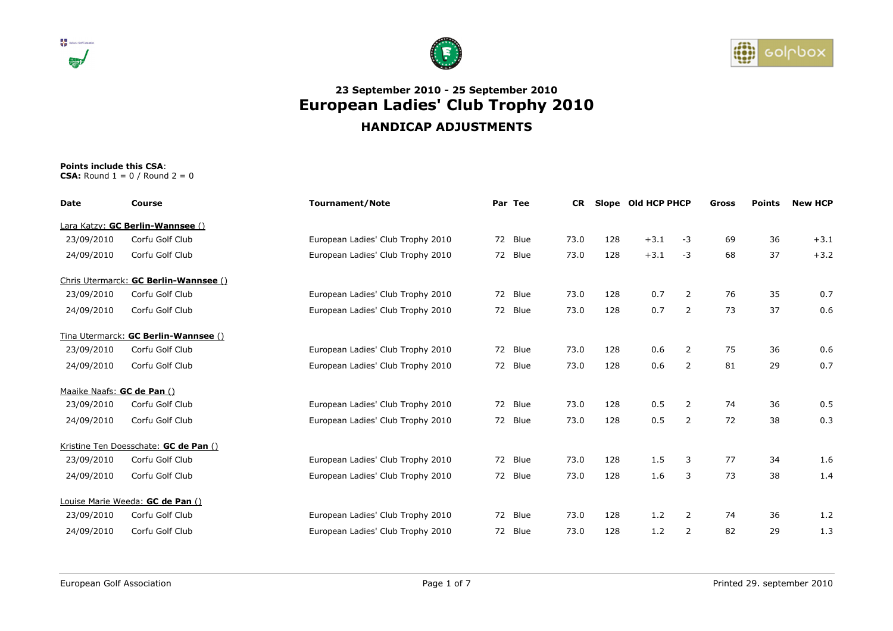### 23 September 2010 - 25 September 2010

# European Ladies' Club Trophy 2010

## HANDICAP ADJUSTMENTS

**Points include this CSA**:
**CSA:** Round 1 = 0 / Round 2 = 0

| Date | Course | Tournament/Note | Par | Tee | CR | Slope | Old HCP | PHCP | Gross | Points | New HCP |
|---|---|---|---|---|---|---|---|---|---|---|---|
| Lara Katzy: **GC Berlin-Wannsee ()** | | | | | | | | | | | |
| 23/09/2010 | Corfu Golf Club | European Ladies' Club Trophy 2010 | 72 | Blue | 73.0 | 128 | +3.1 | -3 | 69 | 36 | +3.1 |
| 24/09/2010 | Corfu Golf Club | European Ladies' Club Trophy 2010 | 72 | Blue | 73.0 | 128 | +3.1 | -3 | 68 | 37 | +3.2 |
| Chris Utermarck: **GC Berlin-Wannsee ()** | | | | | | | | | | | |
| 23/09/2010 | Corfu Golf Club | European Ladies' Club Trophy 2010 | 72 | Blue | 73.0 | 128 | 0.7 | 2 | 76 | 35 | 0.7 |
| 24/09/2010 | Corfu Golf Club | European Ladies' Club Trophy 2010 | 72 | Blue | 73.0 | 128 | 0.7 | 2 | 73 | 37 | 0.6 |
| Tina Utermarck: **GC Berlin-Wannsee ()** | | | | | | | | | | | |
| 23/09/2010 | Corfu Golf Club | European Ladies' Club Trophy 2010 | 72 | Blue | 73.0 | 128 | 0.6 | 2 | 75 | 36 | 0.6 |
| 24/09/2010 | Corfu Golf Club | European Ladies' Club Trophy 2010 | 72 | Blue | 73.0 | 128 | 0.6 | 2 | 81 | 29 | 0.7 |
| Maaike Naafs: **GC de Pan ()** | | | | | | | | | | | |
| 23/09/2010 | Corfu Golf Club | European Ladies' Club Trophy 2010 | 72 | Blue | 73.0 | 128 | 0.5 | 2 | 74 | 36 | 0.5 |
| 24/09/2010 | Corfu Golf Club | European Ladies' Club Trophy 2010 | 72 | Blue | 73.0 | 128 | 0.5 | 2 | 72 | 38 | 0.3 |
| Kristine Ten Doesschate: **GC de Pan ()** | | | | | | | | | | | |
| 23/09/2010 | Corfu Golf Club | European Ladies' Club Trophy 2010 | 72 | Blue | 73.0 | 128 | 1.5 | 3 | 77 | 34 | 1.6 |
| 24/09/2010 | Corfu Golf Club | European Ladies' Club Trophy 2010 | 72 | Blue | 73.0 | 128 | 1.6 | 3 | 73 | 38 | 1.4 |
| Louise Marie Weeda: **GC de Pan ()** | | | | | | | | | | | |
| 23/09/2010 | Corfu Golf Club | European Ladies' Club Trophy 2010 | 72 | Blue | 73.0 | 128 | 1.2 | 2 | 74 | 36 | 1.2 |
| 24/09/2010 | Corfu Golf Club | European Ladies' Club Trophy 2010 | 72 | Blue | 73.0 | 128 | 1.2 | 2 | 82 | 29 | 1.3 |

European Golf Association

Printed 29. september 2010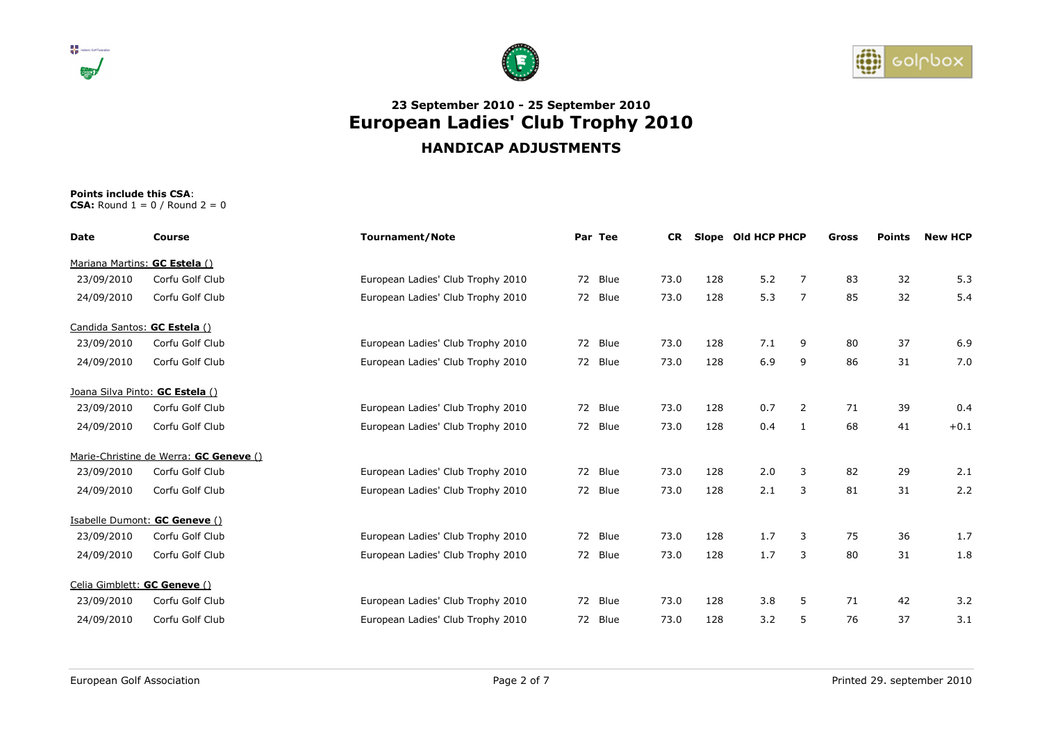## 23 September 2010 - 25 September 2010

# European Ladies' Club Trophy 2010

## HANDICAP ADJUSTMENTS

**Points include this CSA**:
**CSA:** Round 1 = 0 / Round 2 = 0

| Date | Course | Tournament/Note | Par | Tee | CR | Slope | Old HCP | PHCP | Gross | Points | New HCP |
|---|---|---|---|---|---|---|---|---|---|---|---|
| Mariana Martins: **GC Estela** () | | | | | | | | | | | |
| 23/09/2010 | Corfu Golf Club | European Ladies' Club Trophy 2010 | 72 | Blue | 73.0 | 128 | 5.2 | 7 | 83 | 32 | 5.3 |
| 24/09/2010 | Corfu Golf Club | European Ladies' Club Trophy 2010 | 72 | Blue | 73.0 | 128 | 5.3 | 7 | 85 | 32 | 5.4 |
| Candida Santos: **GC Estela** () | | | | | | | | | | | |
| 23/09/2010 | Corfu Golf Club | European Ladies' Club Trophy 2010 | 72 | Blue | 73.0 | 128 | 7.1 | 9 | 80 | 37 | 6.9 |
| 24/09/2010 | Corfu Golf Club | European Ladies' Club Trophy 2010 | 72 | Blue | 73.0 | 128 | 6.9 | 9 | 86 | 31 | 7.0 |
| Joana Silva Pinto: **GC Estela** () | | | | | | | | | | | |
| 23/09/2010 | Corfu Golf Club | European Ladies' Club Trophy 2010 | 72 | Blue | 73.0 | 128 | 0.7 | 2 | 71 | 39 | 0.4 |
| 24/09/2010 | Corfu Golf Club | European Ladies' Club Trophy 2010 | 72 | Blue | 73.0 | 128 | 0.4 | 1 | 68 | 41 | +0.1 |
| Marie-Christine de Werra: **GC Geneve** () | | | | | | | | | | | |
| 23/09/2010 | Corfu Golf Club | European Ladies' Club Trophy 2010 | 72 | Blue | 73.0 | 128 | 2.0 | 3 | 82 | 29 | 2.1 |
| 24/09/2010 | Corfu Golf Club | European Ladies' Club Trophy 2010 | 72 | Blue | 73.0 | 128 | 2.1 | 3 | 81 | 31 | 2.2 |
| Isabelle Dumont: **GC Geneve** () | | | | | | | | | | | |
| 23/09/2010 | Corfu Golf Club | European Ladies' Club Trophy 2010 | 72 | Blue | 73.0 | 128 | 1.7 | 3 | 75 | 36 | 1.7 |
| 24/09/2010 | Corfu Golf Club | European Ladies' Club Trophy 2010 | 72 | Blue | 73.0 | 128 | 1.7 | 3 | 80 | 31 | 1.8 |
| Celia Gimblett: **GC Geneve** () | | | | | | | | | | | |
| 23/09/2010 | Corfu Golf Club | European Ladies' Club Trophy 2010 | 72 | Blue | 73.0 | 128 | 3.8 | 5 | 71 | 42 | 3.2 |
| 24/09/2010 | Corfu Golf Club | European Ladies' Club Trophy 2010 | 72 | Blue | 73.0 | 128 | 3.2 | 5 | 76 | 37 | 3.1 |

European Golf Association

Printed 29. september 2010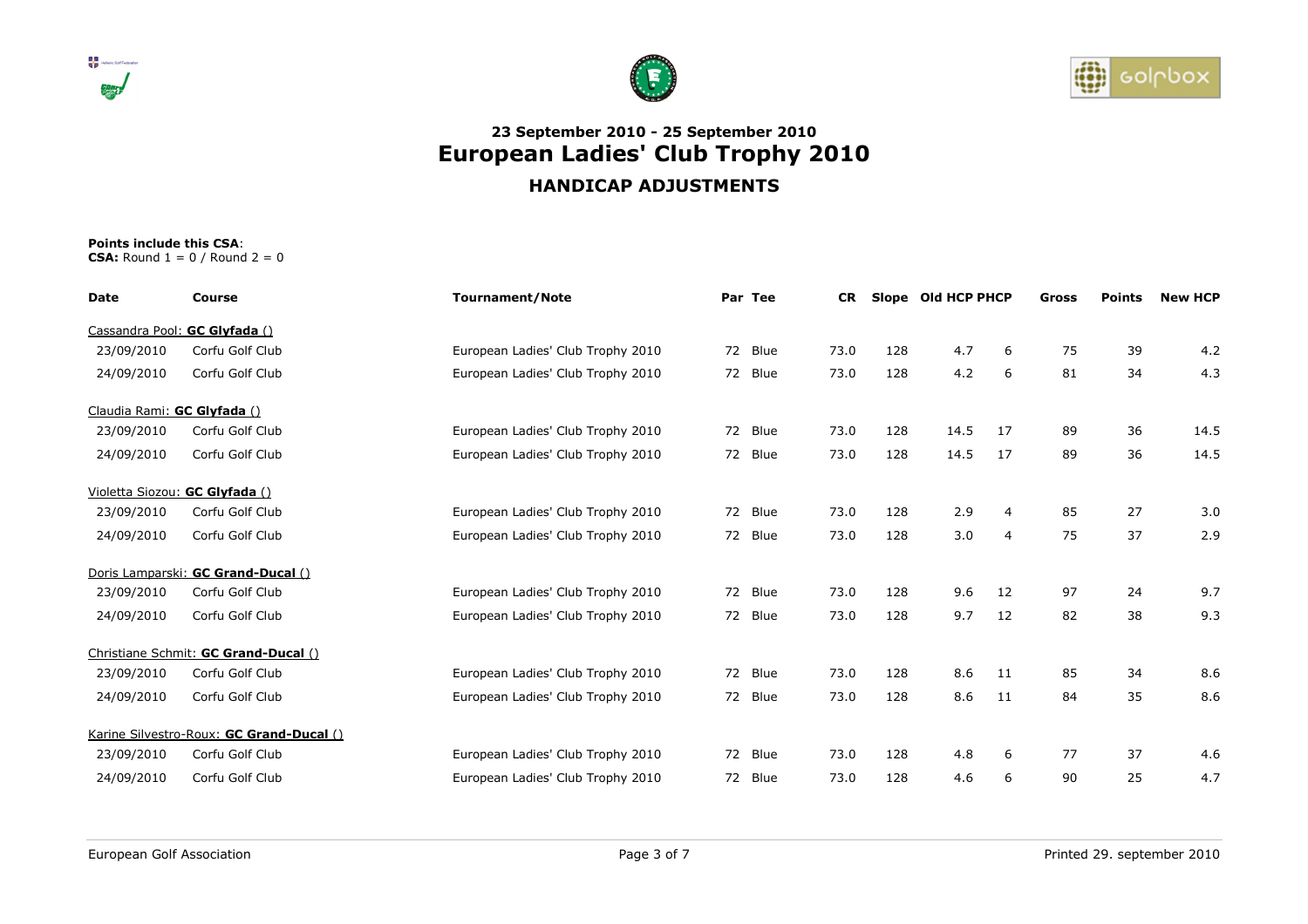## 23 September 2010 - 25 September 2010

# European Ladies' Club Trophy 2010

## HANDICAP ADJUSTMENTS

**Points include this CSA**:
**CSA:** Round 1 = 0 / Round 2 = 0

| Date | Course | Tournament/Note | Par | Tee | CR | Slope | Old HCP | PHCP | Gross | Points | New HCP |
|---|---|---|---|---|---|---|---|---|---|---|---|
| Cassandra Pool: **GC Glyfada** () | | | | | | | | | | | |
| 23/09/2010 | Corfu Golf Club | European Ladies' Club Trophy 2010 | 72 | Blue | 73.0 | 128 | 4.7 | 6 | 75 | 39 | 4.2 |
| 24/09/2010 | Corfu Golf Club | European Ladies' Club Trophy 2010 | 72 | Blue | 73.0 | 128 | 4.2 | 6 | 81 | 34 | 4.3 |
| Claudia Rami: **GC Glyfada** () | | | | | | | | | | | |
| 23/09/2010 | Corfu Golf Club | European Ladies' Club Trophy 2010 | 72 | Blue | 73.0 | 128 | 14.5 | 17 | 89 | 36 | 14.5 |
| 24/09/2010 | Corfu Golf Club | European Ladies' Club Trophy 2010 | 72 | Blue | 73.0 | 128 | 14.5 | 17 | 89 | 36 | 14.5 |
| Violetta Siozou: **GC Glyfada** () | | | | | | | | | | | |
| 23/09/2010 | Corfu Golf Club | European Ladies' Club Trophy 2010 | 72 | Blue | 73.0 | 128 | 2.9 | 4 | 85 | 27 | 3.0 |
| 24/09/2010 | Corfu Golf Club | European Ladies' Club Trophy 2010 | 72 | Blue | 73.0 | 128 | 3.0 | 4 | 75 | 37 | 2.9 |
| Doris Lamparski: **GC Grand-Ducal** () | | | | | | | | | | | |
| 23/09/2010 | Corfu Golf Club | European Ladies' Club Trophy 2010 | 72 | Blue | 73.0 | 128 | 9.6 | 12 | 97 | 24 | 9.7 |
| 24/09/2010 | Corfu Golf Club | European Ladies' Club Trophy 2010 | 72 | Blue | 73.0 | 128 | 9.7 | 12 | 82 | 38 | 9.3 |
| Christiane Schmit: **GC Grand-Ducal** () | | | | | | | | | | | |
| 23/09/2010 | Corfu Golf Club | European Ladies' Club Trophy 2010 | 72 | Blue | 73.0 | 128 | 8.6 | 11 | 85 | 34 | 8.6 |
| 24/09/2010 | Corfu Golf Club | European Ladies' Club Trophy 2010 | 72 | Blue | 73.0 | 128 | 8.6 | 11 | 84 | 35 | 8.6 |
| Karine Silvestro-Roux: **GC Grand-Ducal** () | | | | | | | | | | | |
| 23/09/2010 | Corfu Golf Club | European Ladies' Club Trophy 2010 | 72 | Blue | 73.0 | 128 | 4.8 | 6 | 77 | 37 | 4.6 |
| 24/09/2010 | Corfu Golf Club | European Ladies' Club Trophy 2010 | 72 | Blue | 73.0 | 128 | 4.6 | 6 | 90 | 25 | 4.7 |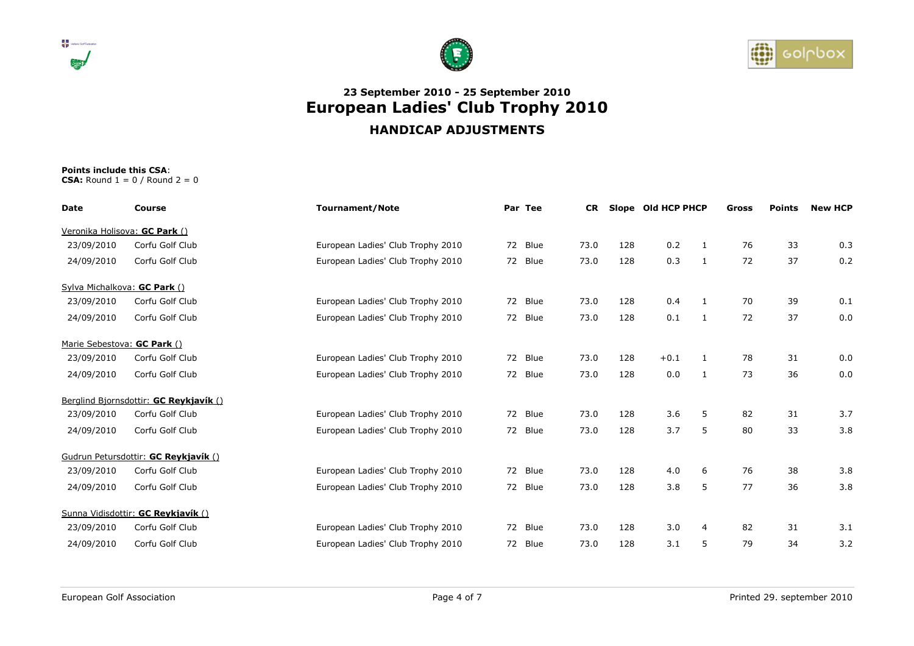## 23 September 2010 - 25 September 2010
# European Ladies' Club Trophy 2010
### HANDICAP ADJUSTMENTS

**Points include this CSA**:
**CSA:** Round 1 = 0 / Round 2 = 0

| Date | Course | Tournament/Note | Par | Tee | CR | Slope | Old HCP | PHCP | Gross | Points | New HCP |
|---|---|---|---|---|---|---|---|---|---|---|---|
| Veronika Holisova: **GC Park** () | | | | | | | | | | | |
| 23/09/2010 | Corfu Golf Club | European Ladies' Club Trophy 2010 | 72 | Blue | 73.0 | 128 | 0.2 | 1 | 76 | 33 | 0.3 |
| 24/09/2010 | Corfu Golf Club | European Ladies' Club Trophy 2010 | 72 | Blue | 73.0 | 128 | 0.3 | 1 | 72 | 37 | 0.2 |
| Sylva Michalkova: **GC Park** () | | | | | | | | | | | |
| 23/09/2010 | Corfu Golf Club | European Ladies' Club Trophy 2010 | 72 | Blue | 73.0 | 128 | 0.4 | 1 | 70 | 39 | 0.1 |
| 24/09/2010 | Corfu Golf Club | European Ladies' Club Trophy 2010 | 72 | Blue | 73.0 | 128 | 0.1 | 1 | 72 | 37 | 0.0 |
| Marie Sebestova: **GC Park** () | | | | | | | | | | | |
| 23/09/2010 | Corfu Golf Club | European Ladies' Club Trophy 2010 | 72 | Blue | 73.0 | 128 | +0.1 | 1 | 78 | 31 | 0.0 |
| 24/09/2010 | Corfu Golf Club | European Ladies' Club Trophy 2010 | 72 | Blue | 73.0 | 128 | 0.0 | 1 | 73 | 36 | 0.0 |
| Berglind Bjornsdottir: **GC Reykjavík** () | | | | | | | | | | | |
| 23/09/2010 | Corfu Golf Club | European Ladies' Club Trophy 2010 | 72 | Blue | 73.0 | 128 | 3.6 | 5 | 82 | 31 | 3.7 |
| 24/09/2010 | Corfu Golf Club | European Ladies' Club Trophy 2010 | 72 | Blue | 73.0 | 128 | 3.7 | 5 | 80 | 33 | 3.8 |
| Gudrun Petursdottir: **GC Reykjavík** () | | | | | | | | | | | |
| 23/09/2010 | Corfu Golf Club | European Ladies' Club Trophy 2010 | 72 | Blue | 73.0 | 128 | 4.0 | 6 | 76 | 38 | 3.8 |
| 24/09/2010 | Corfu Golf Club | European Ladies' Club Trophy 2010 | 72 | Blue | 73.0 | 128 | 3.8 | 5 | 77 | 36 | 3.8 |
| Sunna Vidisdottir: **GC Reykjavík** () | | | | | | | | | | | |
| 23/09/2010 | Corfu Golf Club | European Ladies' Club Trophy 2010 | 72 | Blue | 73.0 | 128 | 3.0 | 4 | 82 | 31 | 3.1 |
| 24/09/2010 | Corfu Golf Club | European Ladies' Club Trophy 2010 | 72 | Blue | 73.0 | 128 | 3.1 | 5 | 79 | 34 | 3.2 |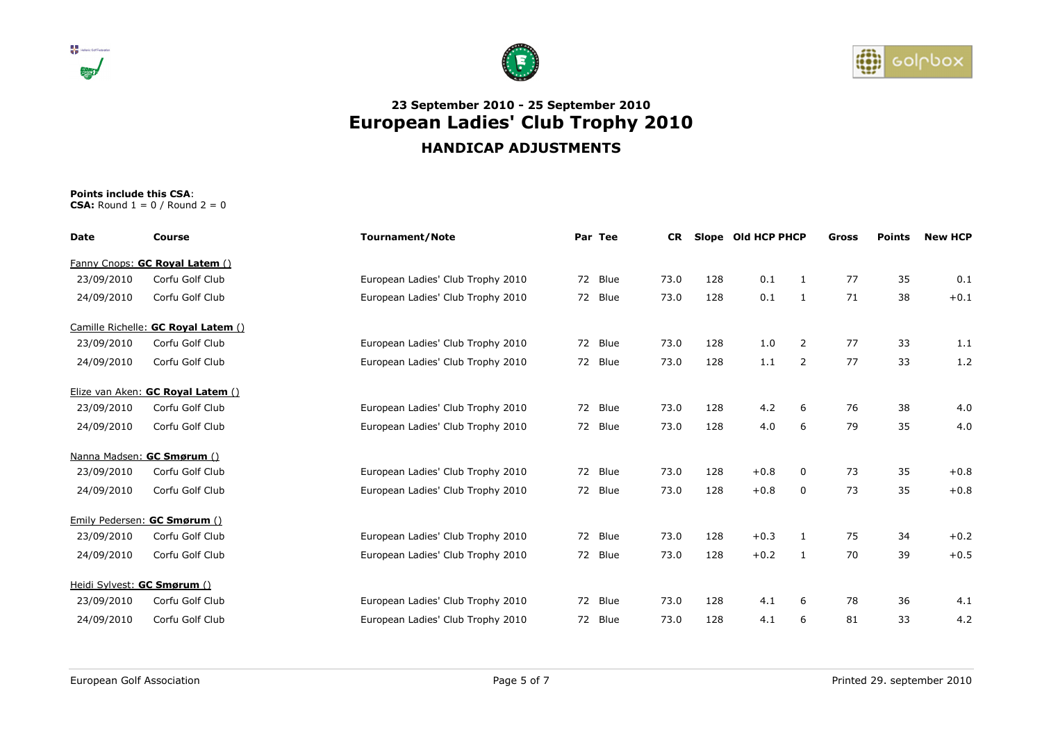## 23 September 2010 - 25 September 2010

# European Ladies' Club Trophy 2010

## HANDICAP ADJUSTMENTS

**Points include this CSA**:
**CSA:** Round 1 = 0 / Round 2 = 0

| Date | Course | Tournament/Note | Par | Tee | CR | Slope | Old HCP | PHCP | Gross | Points | New HCP |
|---|---|---|---|---|---|---|---|---|---|---|---|
| Fanny Cnops: **GC Royal Latem ()** | | | | | | | | | | | |
| 23/09/2010 | Corfu Golf Club | European Ladies' Club Trophy 2010 | 72 | Blue | 73.0 | 128 | 0.1 | 1 | 77 | 35 | 0.1 |
| 24/09/2010 | Corfu Golf Club | European Ladies' Club Trophy 2010 | 72 | Blue | 73.0 | 128 | 0.1 | 1 | 71 | 38 | +0.1 |
| Camille Richelle: **GC Royal Latem ()** | | | | | | | | | | | |
| 23/09/2010 | Corfu Golf Club | European Ladies' Club Trophy 2010 | 72 | Blue | 73.0 | 128 | 1.0 | 2 | 77 | 33 | 1.1 |
| 24/09/2010 | Corfu Golf Club | European Ladies' Club Trophy 2010 | 72 | Blue | 73.0 | 128 | 1.1 | 2 | 77 | 33 | 1.2 |
| Elize van Aken: **GC Royal Latem ()** | | | | | | | | | | | |
| 23/09/2010 | Corfu Golf Club | European Ladies' Club Trophy 2010 | 72 | Blue | 73.0 | 128 | 4.2 | 6 | 76 | 38 | 4.0 |
| 24/09/2010 | Corfu Golf Club | European Ladies' Club Trophy 2010 | 72 | Blue | 73.0 | 128 | 4.0 | 6 | 79 | 35 | 4.0 |
| Nanna Madsen: **GC Smørum ()** | | | | | | | | | | | |
| 23/09/2010 | Corfu Golf Club | European Ladies' Club Trophy 2010 | 72 | Blue | 73.0 | 128 | +0.8 | 0 | 73 | 35 | +0.8 |
| 24/09/2010 | Corfu Golf Club | European Ladies' Club Trophy 2010 | 72 | Blue | 73.0 | 128 | +0.8 | 0 | 73 | 35 | +0.8 |
| Emily Pedersen: **GC Smørum ()** | | | | | | | | | | | |
| 23/09/2010 | Corfu Golf Club | European Ladies' Club Trophy 2010 | 72 | Blue | 73.0 | 128 | +0.3 | 1 | 75 | 34 | +0.2 |
| 24/09/2010 | Corfu Golf Club | European Ladies' Club Trophy 2010 | 72 | Blue | 73.0 | 128 | +0.2 | 1 | 70 | 39 | +0.5 |
| Heidi Sylvest: **GC Smørum ()** | | | | | | | | | | | |
| 23/09/2010 | Corfu Golf Club | European Ladies' Club Trophy 2010 | 72 | Blue | 73.0 | 128 | 4.1 | 6 | 78 | 36 | 4.1 |
| 24/09/2010 | Corfu Golf Club | European Ladies' Club Trophy 2010 | 72 | Blue | 73.0 | 128 | 4.1 | 6 | 81 | 33 | 4.2 |

European Golf Association — Printed 29. september 2010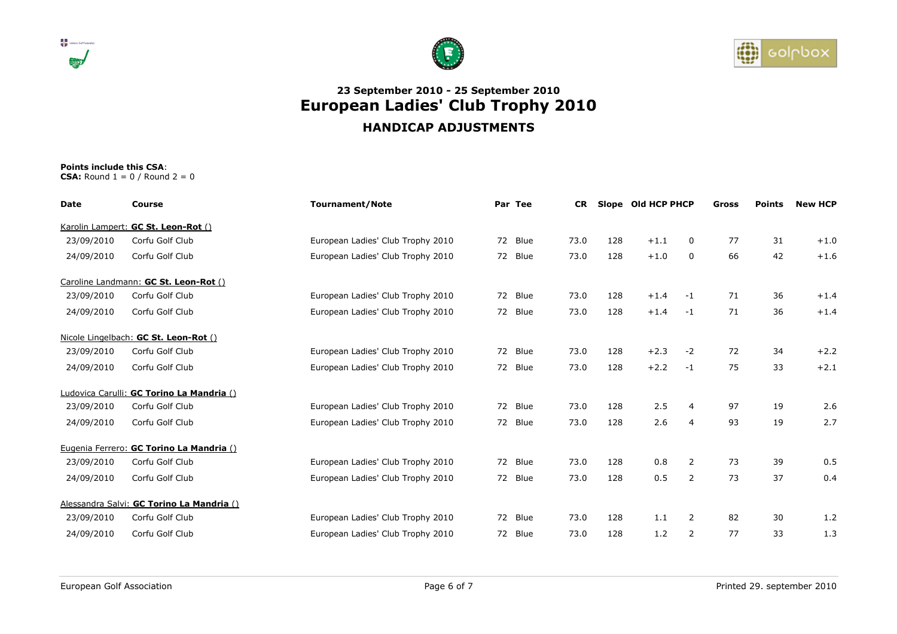## 23 September 2010 - 25 September 2010
# European Ladies' Club Trophy 2010
### HANDICAP ADJUSTMENTS

**Points include this CSA**:
**CSA:** Round 1 = 0 / Round 2 = 0

| Date | Course | Tournament/Note | Par | Tee | CR | Slope | Old HCP | PHCP | Gross | Points | New HCP |
|---|---|---|---|---|---|---|---|---|---|---|---|
| Karolin Lampert: **GC St. Leon-Rot** () | | | | | | | | | | | |
| 23/09/2010 | Corfu Golf Club | European Ladies' Club Trophy 2010 | 72 | Blue | 73.0 | 128 | +1.1 | 0 | 77 | 31 | +1.0 |
| 24/09/2010 | Corfu Golf Club | European Ladies' Club Trophy 2010 | 72 | Blue | 73.0 | 128 | +1.0 | 0 | 66 | 42 | +1.6 |
| Caroline Landmann: **GC St. Leon-Rot** () | | | | | | | | | | | |
| 23/09/2010 | Corfu Golf Club | European Ladies' Club Trophy 2010 | 72 | Blue | 73.0 | 128 | +1.4 | -1 | 71 | 36 | +1.4 |
| 24/09/2010 | Corfu Golf Club | European Ladies' Club Trophy 2010 | 72 | Blue | 73.0 | 128 | +1.4 | -1 | 71 | 36 | +1.4 |
| Nicole Lingelbach: **GC St. Leon-Rot** () | | | | | | | | | | | |
| 23/09/2010 | Corfu Golf Club | European Ladies' Club Trophy 2010 | 72 | Blue | 73.0 | 128 | +2.3 | -2 | 72 | 34 | +2.2 |
| 24/09/2010 | Corfu Golf Club | European Ladies' Club Trophy 2010 | 72 | Blue | 73.0 | 128 | +2.2 | -1 | 75 | 33 | +2.1 |
| Ludovica Carulli: **GC Torino La Mandria** () | | | | | | | | | | | |
| 23/09/2010 | Corfu Golf Club | European Ladies' Club Trophy 2010 | 72 | Blue | 73.0 | 128 | 2.5 | 4 | 97 | 19 | 2.6 |
| 24/09/2010 | Corfu Golf Club | European Ladies' Club Trophy 2010 | 72 | Blue | 73.0 | 128 | 2.6 | 4 | 93 | 19 | 2.7 |
| Eugenia Ferrero: **GC Torino La Mandria** () | | | | | | | | | | | |
| 23/09/2010 | Corfu Golf Club | European Ladies' Club Trophy 2010 | 72 | Blue | 73.0 | 128 | 0.8 | 2 | 73 | 39 | 0.5 |
| 24/09/2010 | Corfu Golf Club | European Ladies' Club Trophy 2010 | 72 | Blue | 73.0 | 128 | 0.5 | 2 | 73 | 37 | 0.4 |
| Alessandra Salvi: **GC Torino La Mandria** () | | | | | | | | | | | |
| 23/09/2010 | Corfu Golf Club | European Ladies' Club Trophy 2010 | 72 | Blue | 73.0 | 128 | 1.1 | 2 | 82 | 30 | 1.2 |
| 24/09/2010 | Corfu Golf Club | European Ladies' Club Trophy 2010 | 72 | Blue | 73.0 | 128 | 1.2 | 2 | 77 | 33 | 1.3 |

European Golf Association

Printed 29. september 2010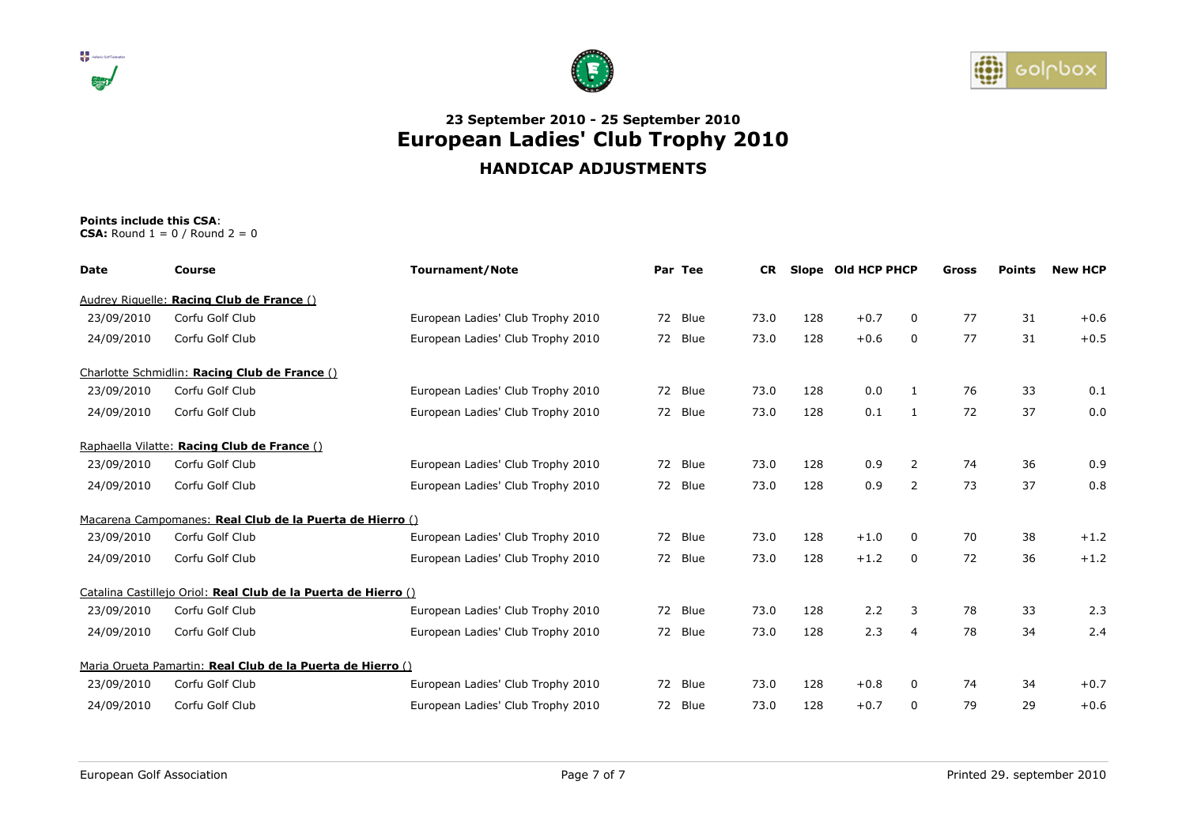## 23 September 2010 - 25 September 2010
# European Ladies' Club Trophy 2010
### HANDICAP ADJUSTMENTS

**Points include this CSA**:
**CSA:** Round 1 = 0 / Round 2 = 0

| Date | Course | Tournament/Note | Par | Tee | CR | Slope | Old HCP | PHCP | Gross | Points | New HCP |
|---|---|---|---|---|---|---|---|---|---|---|---|
| Audrey Riguelle: **Racing Club de France** () | | | | | | | | | | | |
| 23/09/2010 | Corfu Golf Club | European Ladies' Club Trophy 2010 | 72 | Blue | 73.0 | 128 | +0.7 | 0 | 77 | 31 | +0.6 |
| 24/09/2010 | Corfu Golf Club | European Ladies' Club Trophy 2010 | 72 | Blue | 73.0 | 128 | +0.6 | 0 | 77 | 31 | +0.5 |
| Charlotte Schmidlin: **Racing Club de France** () | | | | | | | | | | | |
| 23/09/2010 | Corfu Golf Club | European Ladies' Club Trophy 2010 | 72 | Blue | 73.0 | 128 | 0.0 | 1 | 76 | 33 | 0.1 |
| 24/09/2010 | Corfu Golf Club | European Ladies' Club Trophy 2010 | 72 | Blue | 73.0 | 128 | 0.1 | 1 | 72 | 37 | 0.0 |
| Raphaella Vilatte: **Racing Club de France** () | | | | | | | | | | | |
| 23/09/2010 | Corfu Golf Club | European Ladies' Club Trophy 2010 | 72 | Blue | 73.0 | 128 | 0.9 | 2 | 74 | 36 | 0.9 |
| 24/09/2010 | Corfu Golf Club | European Ladies' Club Trophy 2010 | 72 | Blue | 73.0 | 128 | 0.9 | 2 | 73 | 37 | 0.8 |
| Macarena Campomanes: **Real Club de la Puerta de Hierro** () | | | | | | | | | | | |
| 23/09/2010 | Corfu Golf Club | European Ladies' Club Trophy 2010 | 72 | Blue | 73.0 | 128 | +1.0 | 0 | 70 | 38 | +1.2 |
| 24/09/2010 | Corfu Golf Club | European Ladies' Club Trophy 2010 | 72 | Blue | 73.0 | 128 | +1.2 | 0 | 72 | 36 | +1.2 |
| Catalina Castillejo Oriol: **Real Club de la Puerta de Hierro** () | | | | | | | | | | | |
| 23/09/2010 | Corfu Golf Club | European Ladies' Club Trophy 2010 | 72 | Blue | 73.0 | 128 | 2.2 | 3 | 78 | 33 | 2.3 |
| 24/09/2010 | Corfu Golf Club | European Ladies' Club Trophy 2010 | 72 | Blue | 73.0 | 128 | 2.3 | 4 | 78 | 34 | 2.4 |
| Maria Orueta Pamartin: **Real Club de la Puerta de Hierro** () | | | | | | | | | | | |
| 23/09/2010 | Corfu Golf Club | European Ladies' Club Trophy 2010 | 72 | Blue | 73.0 | 128 | +0.8 | 0 | 74 | 34 | +0.7 |
| 24/09/2010 | Corfu Golf Club | European Ladies' Club Trophy 2010 | 72 | Blue | 73.0 | 128 | +0.7 | 0 | 79 | 29 | +0.6 |

European Golf Association

Printed 29. september 2010